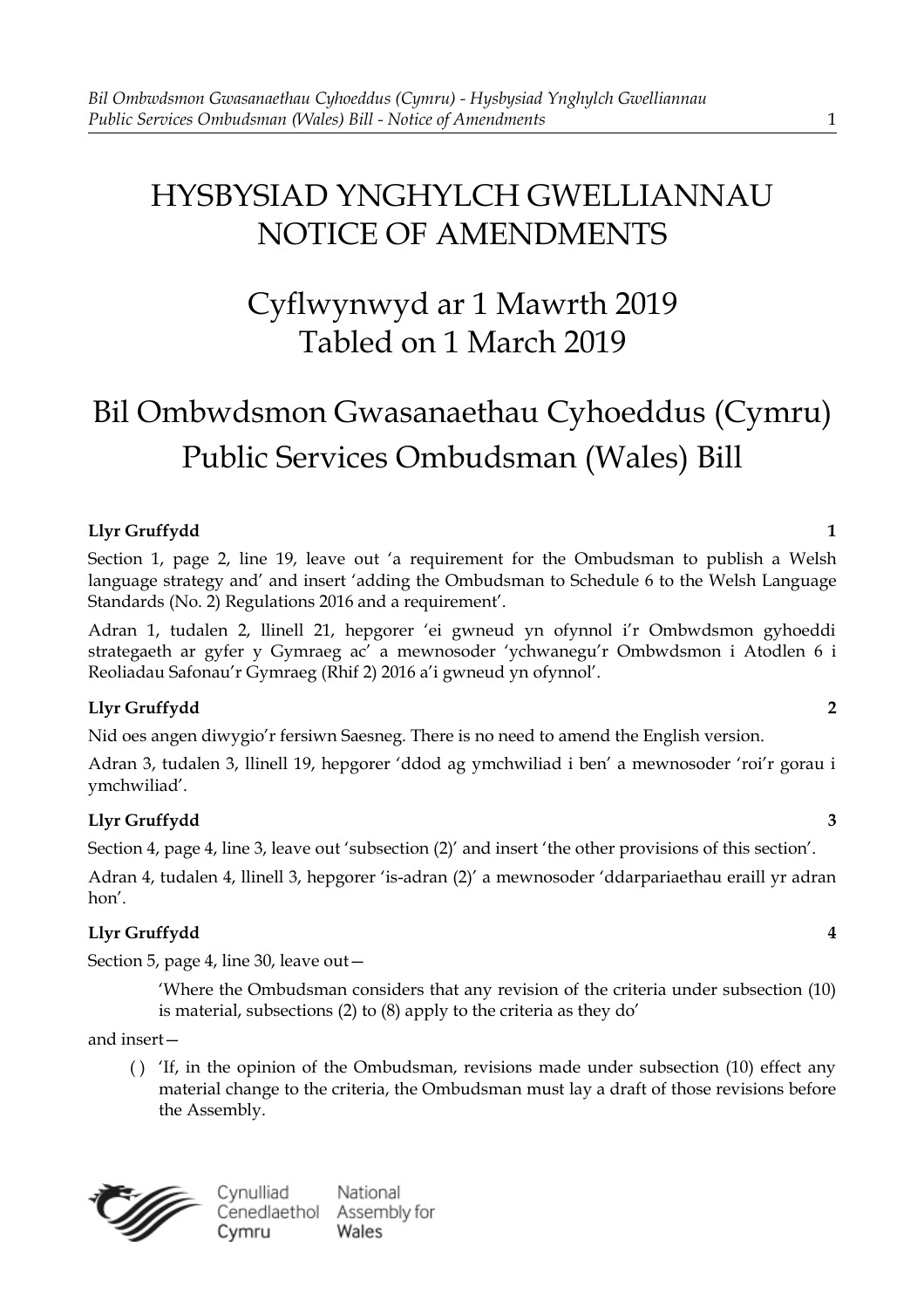# HYSBYSIAD YNGHYLCH GWELLIANNAU
# NOTICE OF AMENDMENTS

## Cyflwynwyd ar 1 Mawrth 2019
## Tabled on 1 March 2019

## Bil Ombwdsmon Gwasanaethau Cyhoeddus (Cymru)
## Public Services Ombudsman (Wales) Bill

**Llyr Gruffydd** **1**

Section 1, page 2, line 19, leave out 'a requirement for the Ombudsman to publish a Welsh language strategy and' and insert 'adding the Ombudsman to Schedule 6 to the Welsh Language Standards (No. 2) Regulations 2016 and a requirement'.

Adran 1, tudalen 2, llinell 21, hepgorer 'ei gwneud yn ofynnol i'r Ombwdsmon gyhoeddi strategaeth ar gyfer y Gymraeg ac' a mewnosoder 'ychwanegu'r Ombwdsmon i Atodlen 6 i Reoliadau Safonau'r Gymraeg (Rhif 2) 2016 a'i gwneud yn ofynnol'.

**Llyr Gruffydd** **2**

Nid oes angen diwygio'r fersiwn Saesneg. There is no need to amend the English version.

Adran 3, tudalen 3, llinell 19, hepgorer 'ddod ag ymchwiliad i ben' a mewnosoder 'roi'r gorau i ymchwiliad'.

**Llyr Gruffydd** **3**

Section 4, page 4, line 3, leave out 'subsection (2)' and insert 'the other provisions of this section'.

Adran 4, tudalen 4, llinell 3, hepgorer 'is-adran (2)' a mewnosoder 'ddarpariaethau eraill yr adran hon'.

**Llyr Gruffydd** **4**

Section 5, page 4, line 30, leave out—

> 'Where the Ombudsman considers that any revision of the criteria under subsection (10) is material, subsections (2) to (8) apply to the criteria as they do'

and insert—

> ( ) 'If, in the opinion of the Ombudsman, revisions made under subsection (10) effect any material change to the criteria, the Ombudsman must lay a draft of those revisions before the Assembly.

Cynulliad Cenedlaethol Cymru National Assembly for Wales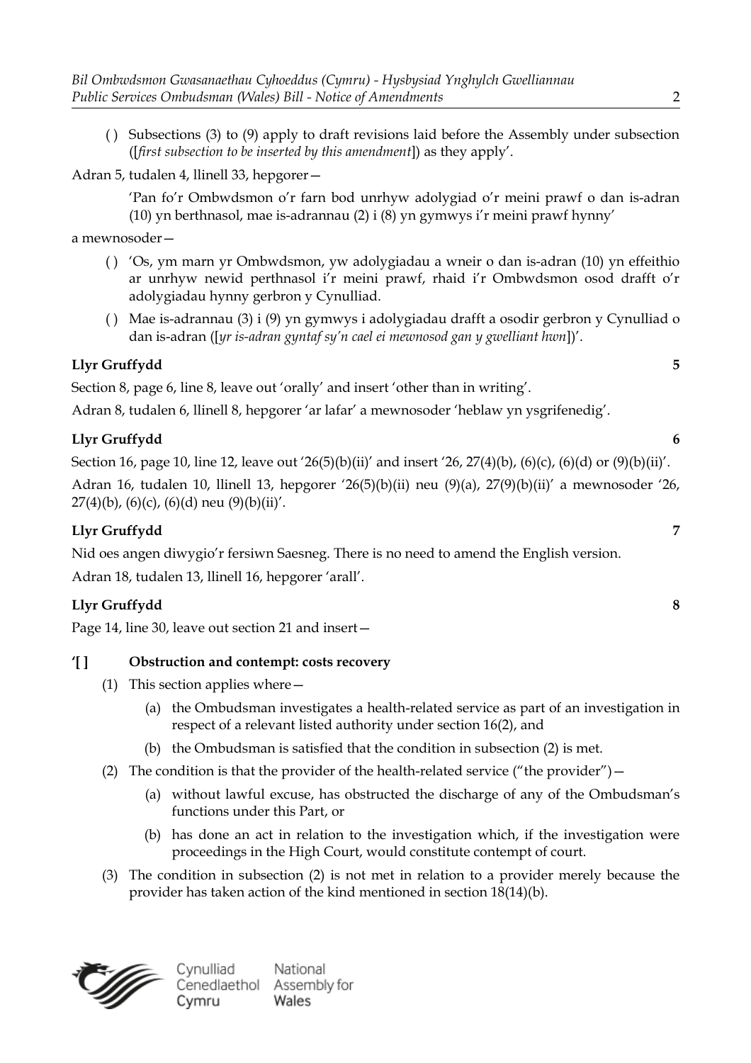( ) Subsections (3) to (9) apply to draft revisions laid before the Assembly under subsection ([*first subsection to be inserted by this amendment*]) as they apply'.

Adran 5, tudalen 4, llinell 33, hepgorer—

> 'Pan fo'r Ombwdsmon o'r farn bod unrhyw adolygiad o'r meini prawf o dan is-adran (10) yn berthnasol, mae is-adrannau (2) i (8) yn gymwys i'r meini prawf hynny'

a mewnosoder—

( ) 'Os, ym marn yr Ombwdsmon, yw adolygiadau a wneir o dan is-adran (10) yn effeithio ar unrhyw newid perthnasol i'r meini prawf, rhaid i'r Ombwdsmon osod drafft o'r adolygiadau hynny gerbron y Cynulliad.

( ) Mae is-adrannau (3) i (9) yn gymwys i adolygiadau drafft a osodir gerbron y Cynulliad o dan is-adran ([*yr is-adran gyntaf sy'n cael ei mewnosod gan y gwelliant hwn*])'.

**Llyr Gruffydd** **5**

Section 8, page 6, line 8, leave out 'orally' and insert 'other than in writing'.

Adran 8, tudalen 6, llinell 8, hepgorer 'ar lafar' a mewnosoder 'heblaw yn ysgrifenedig'.

**Llyr Gruffydd** **6**

Section 16, page 10, line 12, leave out '26(5)(b)(ii)' and insert '26, 27(4)(b), (6)(c), (6)(d) or (9)(b)(ii)'.

Adran 16, tudalen 10, llinell 13, hepgorer '26(5)(b)(ii) neu (9)(a), 27(9)(b)(ii)' a mewnosoder '26, 27(4)(b), (6)(c), (6)(d) neu (9)(b)(ii)'.

**Llyr Gruffydd** **7**

Nid oes angen diwygio'r fersiwn Saesneg. There is no need to amend the English version.

Adran 18, tudalen 13, llinell 16, hepgorer 'arall'.

**Llyr Gruffydd** **8**

Page 14, line 30, leave out section 21 and insert—

**'[ ] Obstruction and contempt: costs recovery**

(1) This section applies where—

(a) the Ombudsman investigates a health-related service as part of an investigation in respect of a relevant listed authority under section 16(2), and

(b) the Ombudsman is satisfied that the condition in subsection (2) is met.

(2) The condition is that the provider of the health-related service ("the provider")—

(a) without lawful excuse, has obstructed the discharge of any of the Ombudsman's functions under this Part, or

(b) has done an act in relation to the investigation which, if the investigation were proceedings in the High Court, would constitute contempt of court.

(3) The condition in subsection (2) is not met in relation to a provider merely because the provider has taken action of the kind mentioned in section 18(14)(b).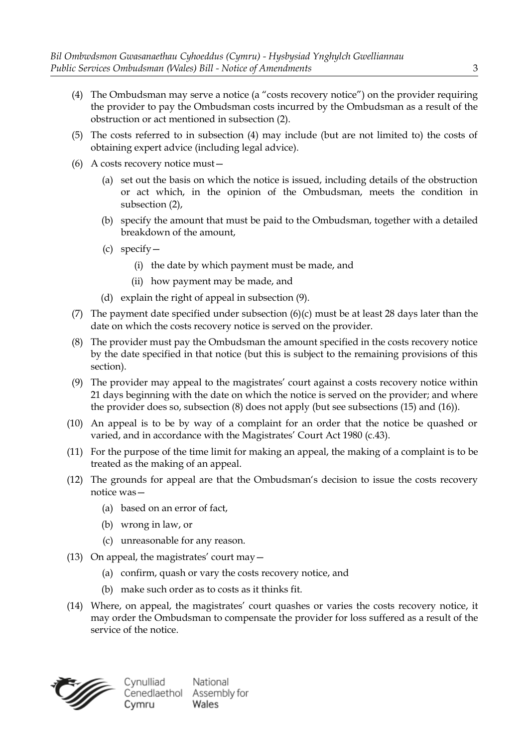(4) The Ombudsman may serve a notice (a "costs recovery notice") on the provider requiring the provider to pay the Ombudsman costs incurred by the Ombudsman as a result of the obstruction or act mentioned in subsection (2).

(5) The costs referred to in subsection (4) may include (but are not limited to) the costs of obtaining expert advice (including legal advice).

(6) A costs recovery notice must—

- (a) set out the basis on which the notice is issued, including details of the obstruction or act which, in the opinion of the Ombudsman, meets the condition in subsection (2),
- (b) specify the amount that must be paid to the Ombudsman, together with a detailed breakdown of the amount,
- (c) specify—
  - (i) the date by which payment must be made, and
  - (ii) how payment may be made, and
- (d) explain the right of appeal in subsection (9).

(7) The payment date specified under subsection (6)(c) must be at least 28 days later than the date on which the costs recovery notice is served on the provider.

(8) The provider must pay the Ombudsman the amount specified in the costs recovery notice by the date specified in that notice (but this is subject to the remaining provisions of this section).

(9) The provider may appeal to the magistrates' court against a costs recovery notice within 21 days beginning with the date on which the notice is served on the provider; and where the provider does so, subsection (8) does not apply (but see subsections (15) and (16)).

(10) An appeal is to be by way of a complaint for an order that the notice be quashed or varied, and in accordance with the Magistrates' Court Act 1980 (c.43).

(11) For the purpose of the time limit for making an appeal, the making of a complaint is to be treated as the making of an appeal.

(12) The grounds for appeal are that the Ombudsman's decision to issue the costs recovery notice was—

- (a) based on an error of fact,
- (b) wrong in law, or
- (c) unreasonable for any reason.

(13) On appeal, the magistrates' court may—

- (a) confirm, quash or vary the costs recovery notice, and
- (b) make such order as to costs as it thinks fit.

(14) Where, on appeal, the magistrates' court quashes or varies the costs recovery notice, it may order the Ombudsman to compensate the provider for loss suffered as a result of the service of the notice.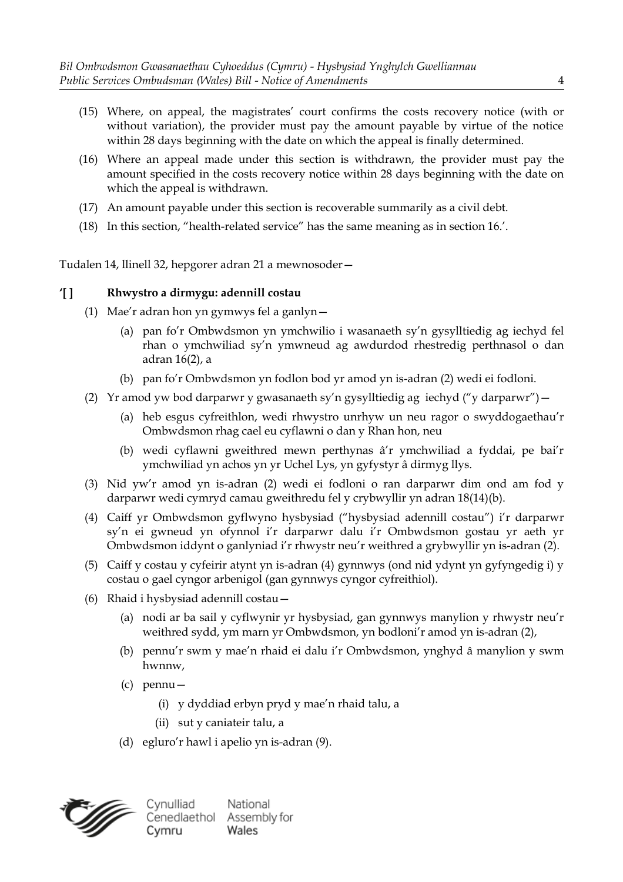(15) Where, on appeal, the magistrates' court confirms the costs recovery notice (with or without variation), the provider must pay the amount payable by virtue of the notice within 28 days beginning with the date on which the appeal is finally determined.

(16) Where an appeal made under this section is withdrawn, the provider must pay the amount specified in the costs recovery notice within 28 days beginning with the date on which the appeal is withdrawn.

(17) An amount payable under this section is recoverable summarily as a civil debt.

(18) In this section, "health-related service" has the same meaning as in section 16.'.

Tudalen 14, llinell 32, hepgorer adran 21 a mewnosoder—

**'[ ] Rhwystro a dirmygu: adennill costau**

(1) Mae'r adran hon yn gymwys fel a ganlyn—

(a) pan fo'r Ombwdsmon yn ymchwilio i wasanaeth sy'n gysylltiedig ag iechyd fel rhan o ymchwiliad sy'n ymwneud ag awdurdod rhestredig perthnasol o dan adran 16(2), a

(b) pan fo'r Ombwdsmon yn fodlon bod yr amod yn is-adran (2) wedi ei fodloni.

(2) Yr amod yw bod darparwr y gwasanaeth sy'n gysylltiedig ag iechyd ("y darparwr")—

(a) heb esgus cyfreithlon, wedi rhwystro unrhyw un neu ragor o swyddogaethau'r Ombwdsmon rhag cael eu cyflawni o dan y Rhan hon, neu

(b) wedi cyflawni gweithred mewn perthynas â'r ymchwiliad a fyddai, pe bai'r ymchwiliad yn achos yn yr Uchel Lys, yn gyfystyr â dirmyg llys.

(3) Nid yw'r amod yn is-adran (2) wedi ei fodloni o ran darparwr dim ond am fod y darparwr wedi cymryd camau gweithredu fel y crybwyllir yn adran 18(14)(b).

(4) Caiff yr Ombwdsmon gyflwyno hysbysiad ("hysbysiad adennill costau") i'r darparwr sy'n ei gwneud yn ofynnol i'r darparwr dalu i'r Ombwdsmon gostau yr aeth yr Ombwdsmon iddynt o ganlyniad i'r rhwystr neu'r weithred a grybwyllir yn is-adran (2).

(5) Caiff y costau y cyfeirir atynt yn is-adran (4) gynnwys (ond nid ydynt yn gyfyngedig i) y costau o gael cyngor arbenigol (gan gynnwys cyngor cyfreithiol).

(6) Rhaid i hysbysiad adennill costau—

(a) nodi ar ba sail y cyflwynir yr hysbysiad, gan gynnwys manylion y rhwystr neu'r weithred sydd, ym marn yr Ombwdsmon, yn bodloni'r amod yn is-adran (2),

(b) pennu'r swm y mae'n rhaid ei dalu i'r Ombwdsmon, ynghyd â manylion y swm hwnnw,

(c) pennu—

(i) y dyddiad erbyn pryd y mae'n rhaid talu, a

(ii) sut y caniateir talu, a

(d) egluro'r hawl i apelio yn is-adran (9).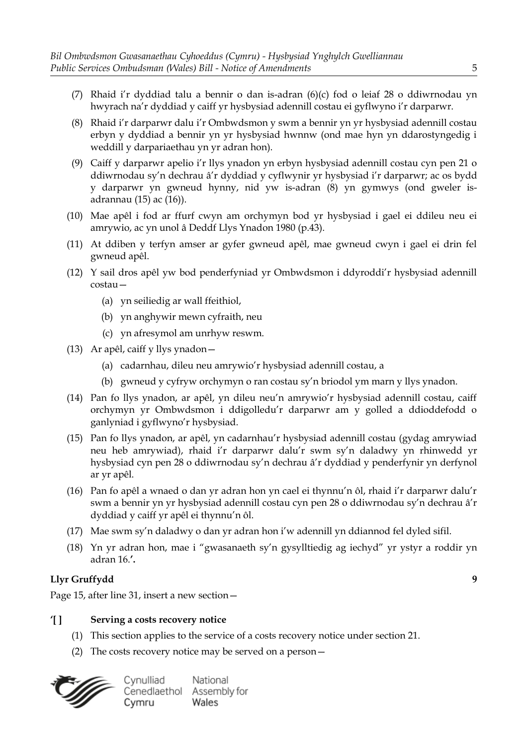(7) Rhaid i'r dyddiad talu a bennir o dan is-adran (6)(c) fod o leiaf 28 o ddiwrnodau yn hwyrach na'r dyddiad y caiff yr hysbysiad adennill costau ei gyflwyno i'r darparwr.

(8) Rhaid i'r darparwr dalu i'r Ombwdsmon y swm a bennir yn yr hysbysiad adennill costau erbyn y dyddiad a bennir yn yr hysbysiad hwnnw (ond mae hyn yn ddarostyngedig i weddill y darpariaethau yn yr adran hon).

(9) Caiff y darparwr apelio i'r llys ynadon yn erbyn hysbysiad adennill costau cyn pen 21 o ddiwrnodau sy'n dechrau â'r dyddiad y cyflwynir yr hysbysiad i'r darparwr; ac os bydd y darparwr yn gwneud hynny, nid yw is-adran (8) yn gymwys (ond gweler is-adrannau (15) ac (16)).

(10) Mae apêl i fod ar ffurf cwyn am orchymyn bod yr hysbysiad i gael ei ddileu neu ei amrywio, ac yn unol â Deddf Llys Ynadon 1980 (p.43).

(11) At ddiben y terfyn amser ar gyfer gwneud apêl, mae gwneud cwyn i gael ei drin fel gwneud apêl.

(12) Y sail dros apêl yw bod penderfyniad yr Ombwdsmon i ddyroddi'r hysbysiad adennill costau—

   (a) yn seiliedig ar wall ffeithiol,

   (b) yn anghywir mewn cyfraith, neu

   (c) yn afresymol am unrhyw reswm.

(13) Ar apêl, caiff y llys ynadon—

   (a) cadarnhau, dileu neu amrywio'r hysbysiad adennill costau, a

   (b) gwneud y cyfryw orchymyn o ran costau sy'n briodol ym marn y llys ynadon.

(14) Pan fo llys ynadon, ar apêl, yn dileu neu'n amrywio'r hysbysiad adennill costau, caiff orchymyn yr Ombwdsmon i ddigolledu'r darparwr am y golled a ddioddefodd o ganlyniad i gyflwyno'r hysbysiad.

(15) Pan fo llys ynadon, ar apêl, yn cadarnhau'r hysbysiad adennill costau (gydag amrywiad neu heb amrywiad), rhaid i'r darparwr dalu'r swm sy'n daladwy yn rhinwedd yr hysbysiad cyn pen 28 o ddiwrnodau sy'n dechrau â'r dyddiad y penderfynir yn derfynol ar yr apêl.

(16) Pan fo apêl a wnaed o dan yr adran hon yn cael ei thynnu'n ôl, rhaid i'r darparwr dalu'r swm a bennir yn yr hysbysiad adennill costau cyn pen 28 o ddiwrnodau sy'n dechrau â'r dyddiad y caiff yr apêl ei thynnu'n ôl.

(17) Mae swm sy'n daladwy o dan yr adran hon i'w adennill yn ddiannod fel dyled sifil.

(18) Yn yr adran hon, mae i "gwasanaeth sy'n gysylltiedig ag iechyd" yr ystyr a roddir yn adran 16.'**.**

**Llyr Gruffydd** **9**

Page 15, after line 31, insert a new section—

**'[ ] Serving a costs recovery notice**

(1) This section applies to the service of a costs recovery notice under section 21.

(2) The costs recovery notice may be served on a person—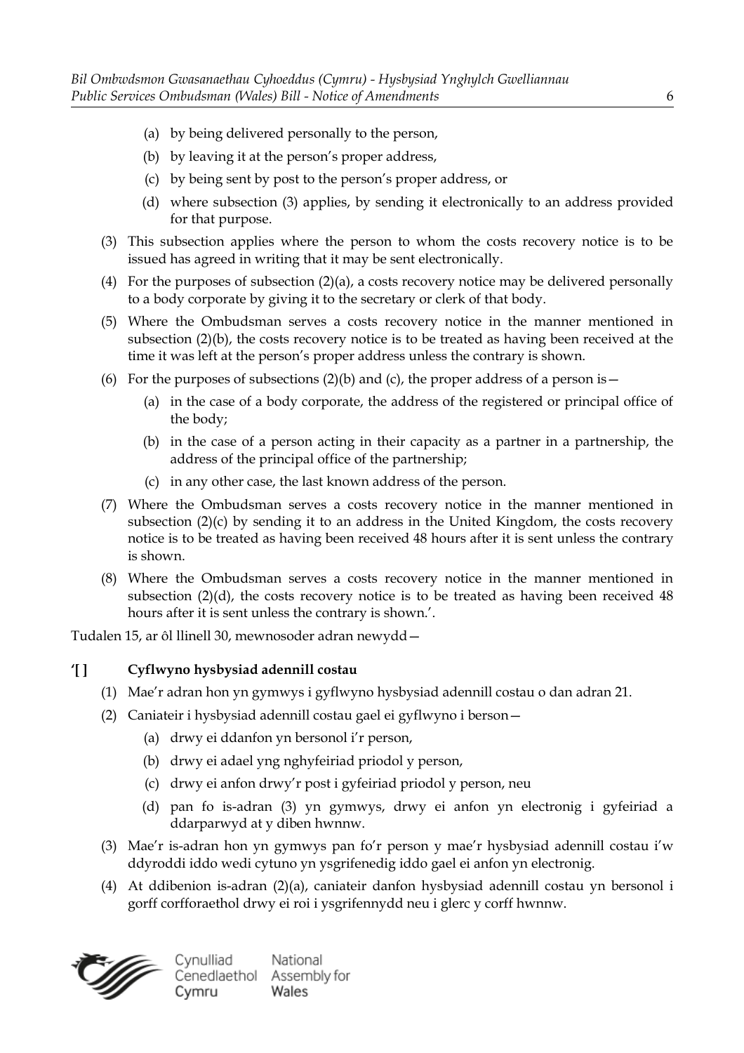(a) by being delivered personally to the person,

(b) by leaving it at the person's proper address,

(c) by being sent by post to the person's proper address, or

(d) where subsection (3) applies, by sending it electronically to an address provided for that purpose.

(3) This subsection applies where the person to whom the costs recovery notice is to be issued has agreed in writing that it may be sent electronically.

(4) For the purposes of subsection (2)(a), a costs recovery notice may be delivered personally to a body corporate by giving it to the secretary or clerk of that body.

(5) Where the Ombudsman serves a costs recovery notice in the manner mentioned in subsection (2)(b), the costs recovery notice is to be treated as having been received at the time it was left at the person's proper address unless the contrary is shown.

(6) For the purposes of subsections (2)(b) and (c), the proper address of a person is—

(a) in the case of a body corporate, the address of the registered or principal office of the body;

(b) in the case of a person acting in their capacity as a partner in a partnership, the address of the principal office of the partnership;

(c) in any other case, the last known address of the person.

(7) Where the Ombudsman serves a costs recovery notice in the manner mentioned in subsection (2)(c) by sending it to an address in the United Kingdom, the costs recovery notice is to be treated as having been received 48 hours after it is sent unless the contrary is shown.

(8) Where the Ombudsman serves a costs recovery notice in the manner mentioned in subsection (2)(d), the costs recovery notice is to be treated as having been received 48 hours after it is sent unless the contrary is shown.'.

Tudalen 15, ar ôl llinell 30, mewnosoder adran newydd—

**'[ ] Cyflwyno hysbysiad adennill costau**

(1) Mae'r adran hon yn gymwys i gyflwyno hysbysiad adennill costau o dan adran 21.

(2) Caniateir i hysbysiad adennill costau gael ei gyflwyno i berson—

(a) drwy ei ddanfon yn bersonol i'r person,

(b) drwy ei adael yng nghyfeiriad priodol y person,

(c) drwy ei anfon drwy'r post i gyfeiriad priodol y person, neu

(d) pan fo is-adran (3) yn gymwys, drwy ei anfon yn electronig i gyfeiriad a ddarparwyd at y diben hwnnw.

(3) Mae'r is-adran hon yn gymwys pan fo'r person y mae'r hysbysiad adennill costau i'w ddyroddi iddo wedi cytuno yn ysgrifenedig iddo gael ei anfon yn electronig.

(4) At ddibenion is-adran (2)(a), caniateir danfon hysbysiad adennill costau yn bersonol i gorff corfforaethol drwy ei roi i ysgrifennydd neu i glerc y corff hwnnw.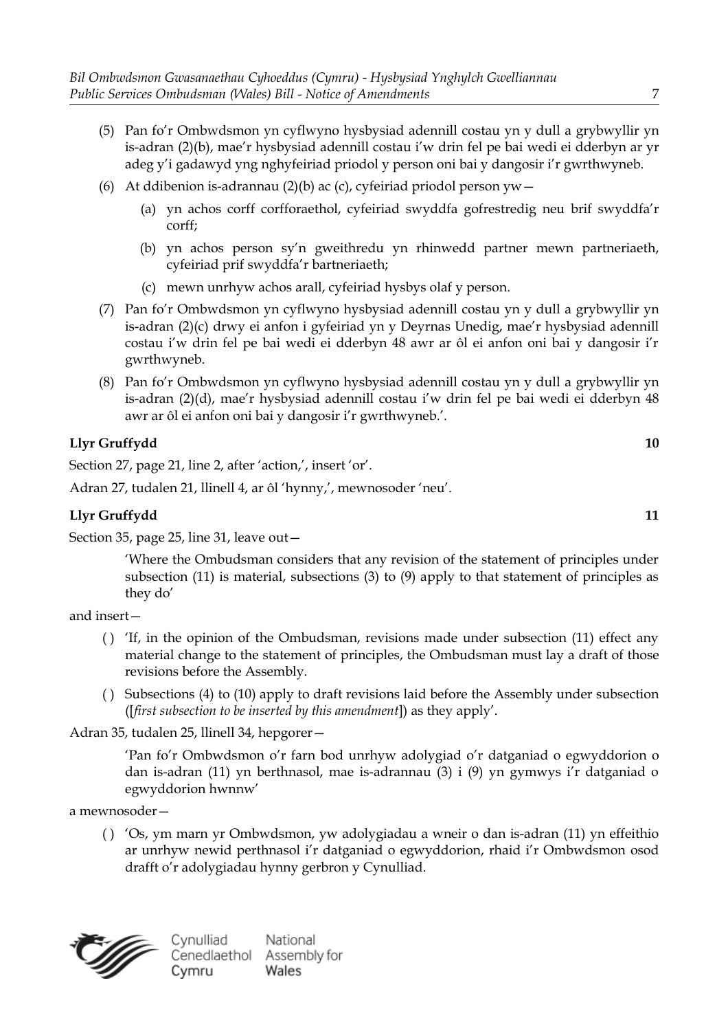(5) Pan fo'r Ombwdsmon yn cyflwyno hysbysiad adennill costau yn y dull a grybwyllir yn is-adran (2)(b), mae'r hysbysiad adennill costau i'w drin fel pe bai wedi ei dderbyn ar yr adeg y'i gadawyd yng nghyfeiriad priodol y person oni bai y dangosir i'r gwrthwyneb.

(6) At ddibenion is-adrannau (2)(b) ac (c), cyfeiriad priodol person yw—

(a) yn achos corff corfforaethol, cyfeiriad swyddfa gofrestredig neu brif swyddfa'r corff;

(b) yn achos person sy'n gweithredu yn rhinwedd partner mewn partneriaeth, cyfeiriad prif swyddfa'r bartneriaeth;

(c) mewn unrhyw achos arall, cyfeiriad hysbys olaf y person.

(7) Pan fo'r Ombwdsmon yn cyflwyno hysbysiad adennill costau yn y dull a grybwyllir yn is-adran (2)(c) drwy ei anfon i gyfeiriad yn y Deyrnas Unedig, mae'r hysbysiad adennill costau i'w drin fel pe bai wedi ei dderbyn 48 awr ar ôl ei anfon oni bai y dangosir i'r gwrthwyneb.

(8) Pan fo'r Ombwdsmon yn cyflwyno hysbysiad adennill costau yn y dull a grybwyllir yn is-adran (2)(d), mae'r hysbysiad adennill costau i'w drin fel pe bai wedi ei dderbyn 48 awr ar ôl ei anfon oni bai y dangosir i'r gwrthwyneb.'.

**Llyr Gruffydd** **10**

Section 27, page 21, line 2, after 'action,', insert 'or'.

Adran 27, tudalen 21, llinell 4, ar ôl 'hynny,', mewnosoder 'neu'.

**Llyr Gruffydd** **11**

Section 35, page 25, line 31, leave out—

> 'Where the Ombudsman considers that any revision of the statement of principles under subsection (11) is material, subsections (3) to (9) apply to that statement of principles as they do'

and insert—

( ) 'If, in the opinion of the Ombudsman, revisions made under subsection (11) effect any material change to the statement of principles, the Ombudsman must lay a draft of those revisions before the Assembly.

( ) Subsections (4) to (10) apply to draft revisions laid before the Assembly under subsection ([*first subsection to be inserted by this amendment*]) as they apply'.

Adran 35, tudalen 25, llinell 34, hepgorer—

> 'Pan fo'r Ombwdsmon o'r farn bod unrhyw adolygiad o'r datganiad o egwyddorion o dan is-adran (11) yn berthnasol, mae is-adrannau (3) i (9) yn gymwys i'r datganiad o egwyddorion hwnnw'

a mewnosoder—

( ) 'Os, ym marn yr Ombwdsmon, yw adolygiadau a wneir o dan is-adran (11) yn effeithio ar unrhyw newid perthnasol i'r datganiad o egwyddorion, rhaid i'r Ombwdsmon osod drafft o'r adolygiadau hynny gerbron y Cynulliad.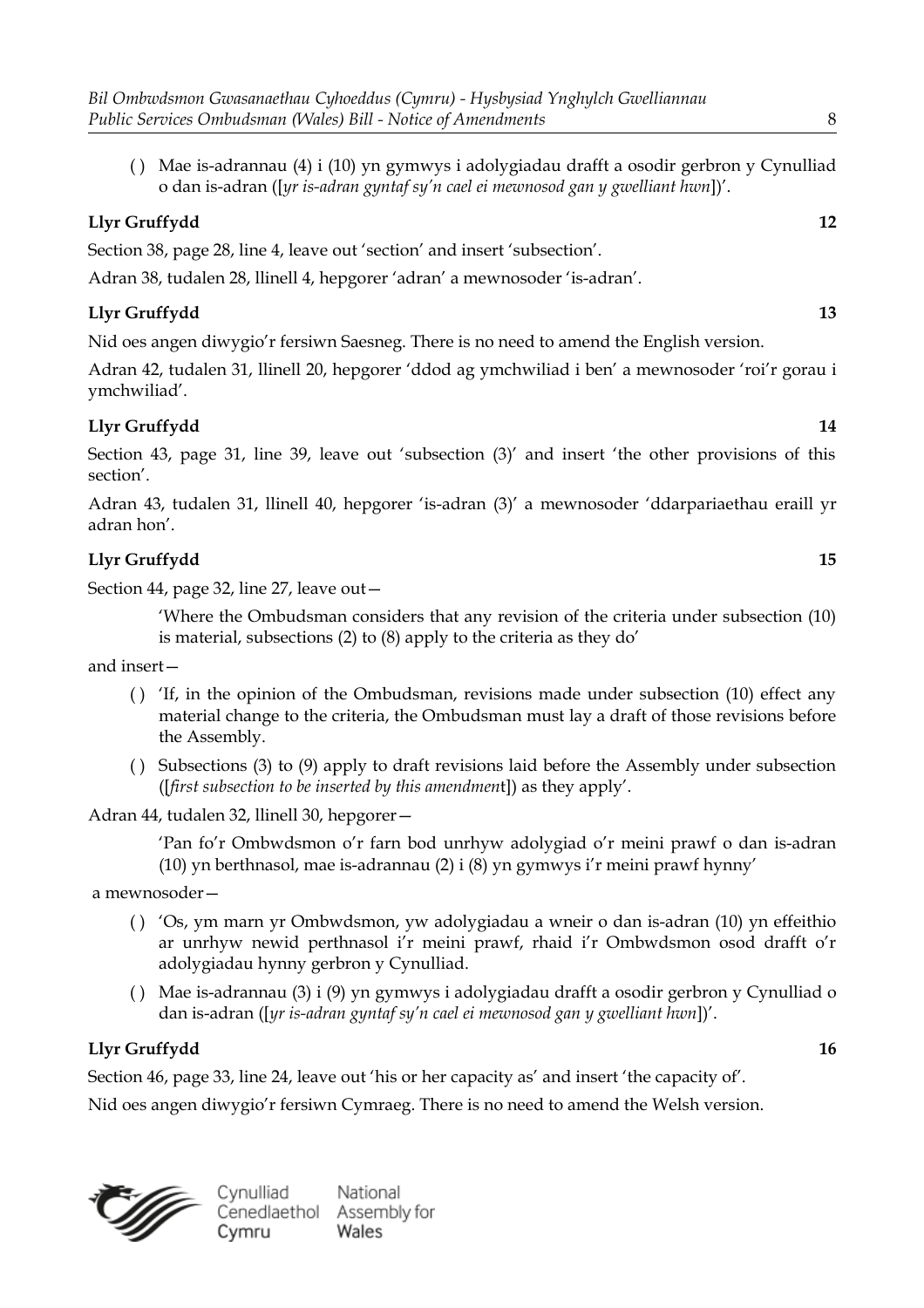( ) Mae is-adrannau (4) i (10) yn gymwys i adolygiadau drafft a osodir gerbron y Cynulliad o dan is-adran ([*yr is-adran gyntaf sy'n cael ei mewnosod gan y gwelliant hwn*])'.

**Llyr Gruffydd** **12**

Section 38, page 28, line 4, leave out 'section' and insert 'subsection'.

Adran 38, tudalen 28, llinell 4, hepgorer 'adran' a mewnosoder 'is-adran'.

**Llyr Gruffydd** **13**

Nid oes angen diwygio'r fersiwn Saesneg. There is no need to amend the English version.

Adran 42, tudalen 31, llinell 20, hepgorer 'ddod ag ymchwiliad i ben' a mewnosoder 'roi'r gorau i ymchwiliad'.

**Llyr Gruffydd** **14**

Section 43, page 31, line 39, leave out 'subsection (3)' and insert 'the other provisions of this section'.

Adran 43, tudalen 31, llinell 40, hepgorer 'is-adran (3)' a mewnosoder 'ddarpariaethau eraill yr adran hon'.

**Llyr Gruffydd** **15**

Section 44, page 32, line 27, leave out—

> 'Where the Ombudsman considers that any revision of the criteria under subsection (10) is material, subsections (2) to (8) apply to the criteria as they do'

and insert—

( ) 'If, in the opinion of the Ombudsman, revisions made under subsection (10) effect any material change to the criteria, the Ombudsman must lay a draft of those revisions before the Assembly.

( ) Subsections (3) to (9) apply to draft revisions laid before the Assembly under subsection ([*first subsection to be inserted by this amendment*]) as they apply'.

Adran 44, tudalen 32, llinell 30, hepgorer—

> 'Pan fo'r Ombwdsmon o'r farn bod unrhyw adolygiad o'r meini prawf o dan is-adran (10) yn berthnasol, mae is-adrannau (2) i (8) yn gymwys i'r meini prawf hynny'

a mewnosoder—

( ) 'Os, ym marn yr Ombwdsmon, yw adolygiadau a wneir o dan is-adran (10) yn effeithio ar unrhyw newid perthnasol i'r meini prawf, rhaid i'r Ombwdsmon osod drafft o'r adolygiadau hynny gerbron y Cynulliad.

( ) Mae is-adrannau (3) i (9) yn gymwys i adolygiadau drafft a osodir gerbron y Cynulliad o dan is-adran ([*yr is-adran gyntaf sy'n cael ei mewnosod gan y gwelliant hwn*])'.

**Llyr Gruffydd** **16**

Section 46, page 33, line 24, leave out 'his or her capacity as' and insert 'the capacity of'.

Nid oes angen diwygio'r fersiwn Cymraeg. There is no need to amend the Welsh version.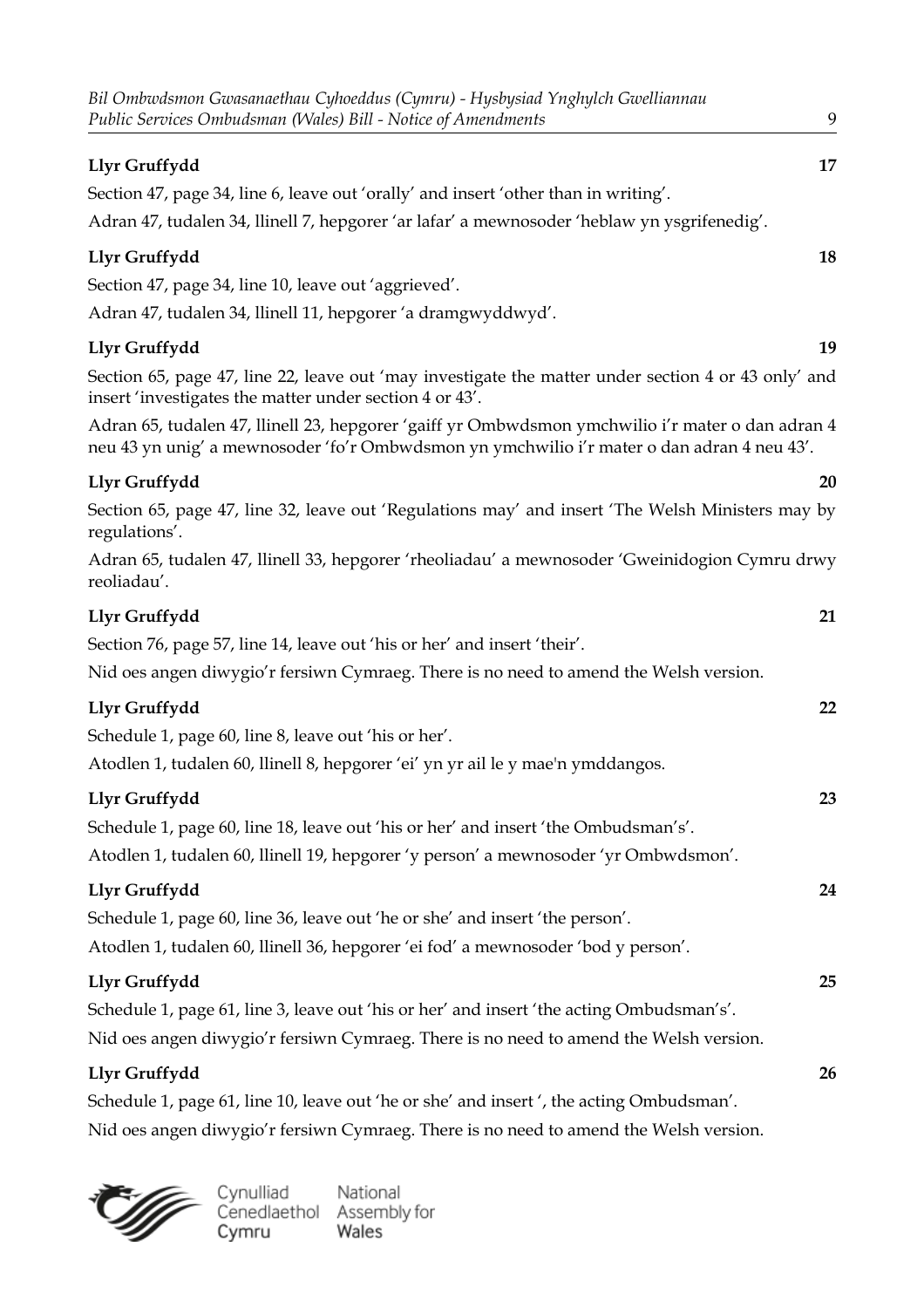**Llyr Gruffydd** **17**

Section 47, page 34, line 6, leave out ‘orally’ and insert ‘other than in writing’.

Adran 47, tudalen 34, llinell 7, hepgorer ‘ar lafar’ a mewnosoder ‘heblaw yn ysgrifenedig’.

**Llyr Gruffydd** **18**

Section 47, page 34, line 10, leave out ‘aggrieved’.

Adran 47, tudalen 34, llinell 11, hepgorer ‘a dramgwyddwyd’.

**Llyr Gruffydd** **19**

Section 65, page 47, line 22, leave out ‘may investigate the matter under section 4 or 43 only’ and insert ‘investigates the matter under section 4 or 43’.

Adran 65, tudalen 47, llinell 23, hepgorer ‘gaiff yr Ombwdsmon ymchwilio i’r mater o dan adran 4 neu 43 yn unig’ a mewnosoder ‘fo’r Ombwdsmon yn ymchwilio i’r mater o dan adran 4 neu 43’.

**Llyr Gruffydd** **20**

Section 65, page 47, line 32, leave out ‘Regulations may’ and insert ‘The Welsh Ministers may by regulations’.

Adran 65, tudalen 47, llinell 33, hepgorer ‘rheoliadau’ a mewnosoder ‘Gweinidogion Cymru drwy reoliadau’.

**Llyr Gruffydd** **21**

Section 76, page 57, line 14, leave out ‘his or her’ and insert ‘their’.

Nid oes angen diwygio’r fersiwn Cymraeg. There is no need to amend the Welsh version.

**Llyr Gruffydd** **22**

Schedule 1, page 60, line 8, leave out ‘his or her’.

Atodlen 1, tudalen 60, llinell 8, hepgorer ‘ei’ yn yr ail le y mae'n ymddangos.

**Llyr Gruffydd** **23**

Schedule 1, page 60, line 18, leave out ‘his or her’ and insert ‘the Ombudsman’s’.

Atodlen 1, tudalen 60, llinell 19, hepgorer ‘y person’ a mewnosoder ‘yr Ombwdsmon’.

**Llyr Gruffydd** **24**

Schedule 1, page 60, line 36, leave out ‘he or she’ and insert ‘the person’.

Atodlen 1, tudalen 60, llinell 36, hepgorer ‘ei fod’ a mewnosoder ‘bod y person’.

**Llyr Gruffydd** **25**

Schedule 1, page 61, line 3, leave out ‘his or her’ and insert ‘the acting Ombudsman’s’.

Nid oes angen diwygio’r fersiwn Cymraeg. There is no need to amend the Welsh version.

**Llyr Gruffydd** **26**

Schedule 1, page 61, line 10, leave out ‘he or she’ and insert ‘, the acting Ombudsman’.

Nid oes angen diwygio’r fersiwn Cymraeg. There is no need to amend the Welsh version.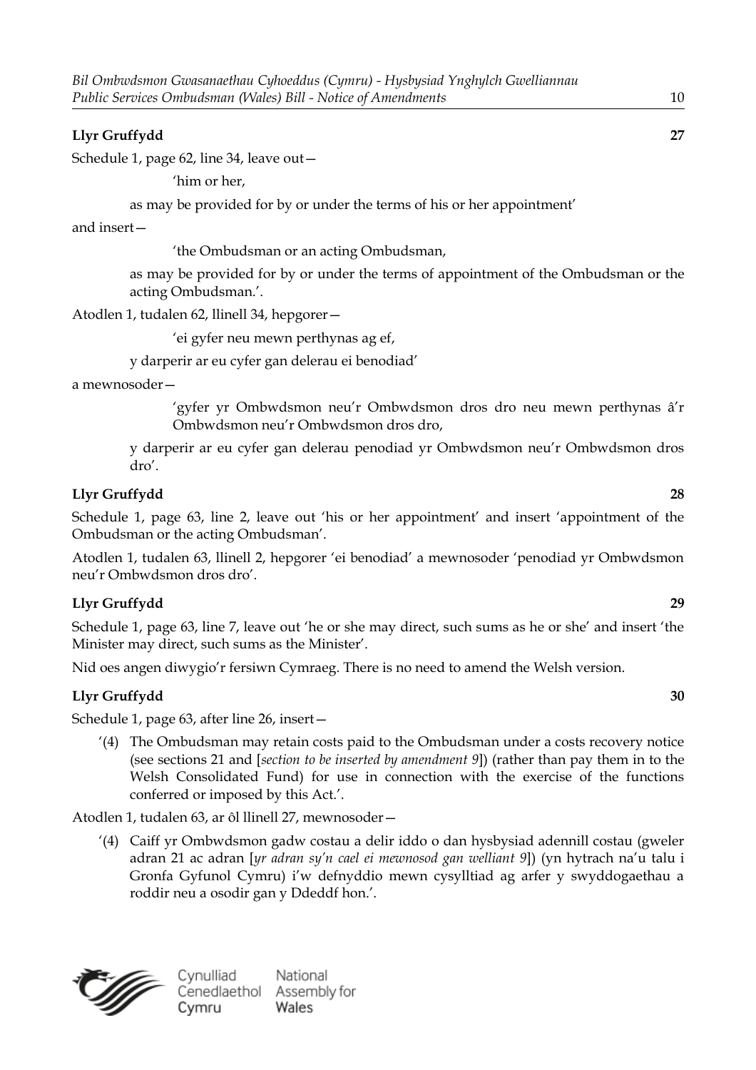**Llyr Gruffydd** **27**

Schedule 1, page 62, line 34, leave out—

'him or her,

as may be provided for by or under the terms of his or her appointment'

and insert—

'the Ombudsman or an acting Ombudsman,

as may be provided for by or under the terms of appointment of the Ombudsman or the acting Ombudsman.'.

Atodlen 1, tudalen 62, llinell 34, hepgorer—

'ei gyfer neu mewn perthynas ag ef,

y darperir ar eu cyfer gan delerau ei benodiad'

a mewnosoder—

'gyfer yr Ombwdsmon neu'r Ombwdsmon dros dro neu mewn perthynas â'r Ombwdsmon neu'r Ombwdsmon dros dro,

y darperir ar eu cyfer gan delerau penodiad yr Ombwdsmon neu'r Ombwdsmon dros dro'.

**Llyr Gruffydd** **28**

Schedule 1, page 63, line 2, leave out 'his or her appointment' and insert 'appointment of the Ombudsman or the acting Ombudsman'.

Atodlen 1, tudalen 63, llinell 2, hepgorer 'ei benodiad' a mewnosoder 'penodiad yr Ombwdsmon neu'r Ombwdsmon dros dro'.

**Llyr Gruffydd** **29**

Schedule 1, page 63, line 7, leave out 'he or she may direct, such sums as he or she' and insert 'the Minister may direct, such sums as the Minister'.

Nid oes angen diwygio'r fersiwn Cymraeg. There is no need to amend the Welsh version.

**Llyr Gruffydd** **30**

Schedule 1, page 63, after line 26, insert—

'(4) The Ombudsman may retain costs paid to the Ombudsman under a costs recovery notice (see sections 21 and [*section to be inserted by amendment 9*]) (rather than pay them in to the Welsh Consolidated Fund) for use in connection with the exercise of the functions conferred or imposed by this Act.'.

Atodlen 1, tudalen 63, ar ôl llinell 27, mewnosoder—

'(4) Caiff yr Ombwdsmon gadw costau a delir iddo o dan hysbysiad adennill costau (gweler adran 21 ac adran [*yr adran sy'n cael ei mewnosod gan welliant 9*]) (yn hytrach na'u talu i Gronfa Gyfunol Cymru) i'w defnyddio mewn cysylltiad ag arfer y swyddogaethau a roddir neu a osodir gan y Ddeddf hon.'.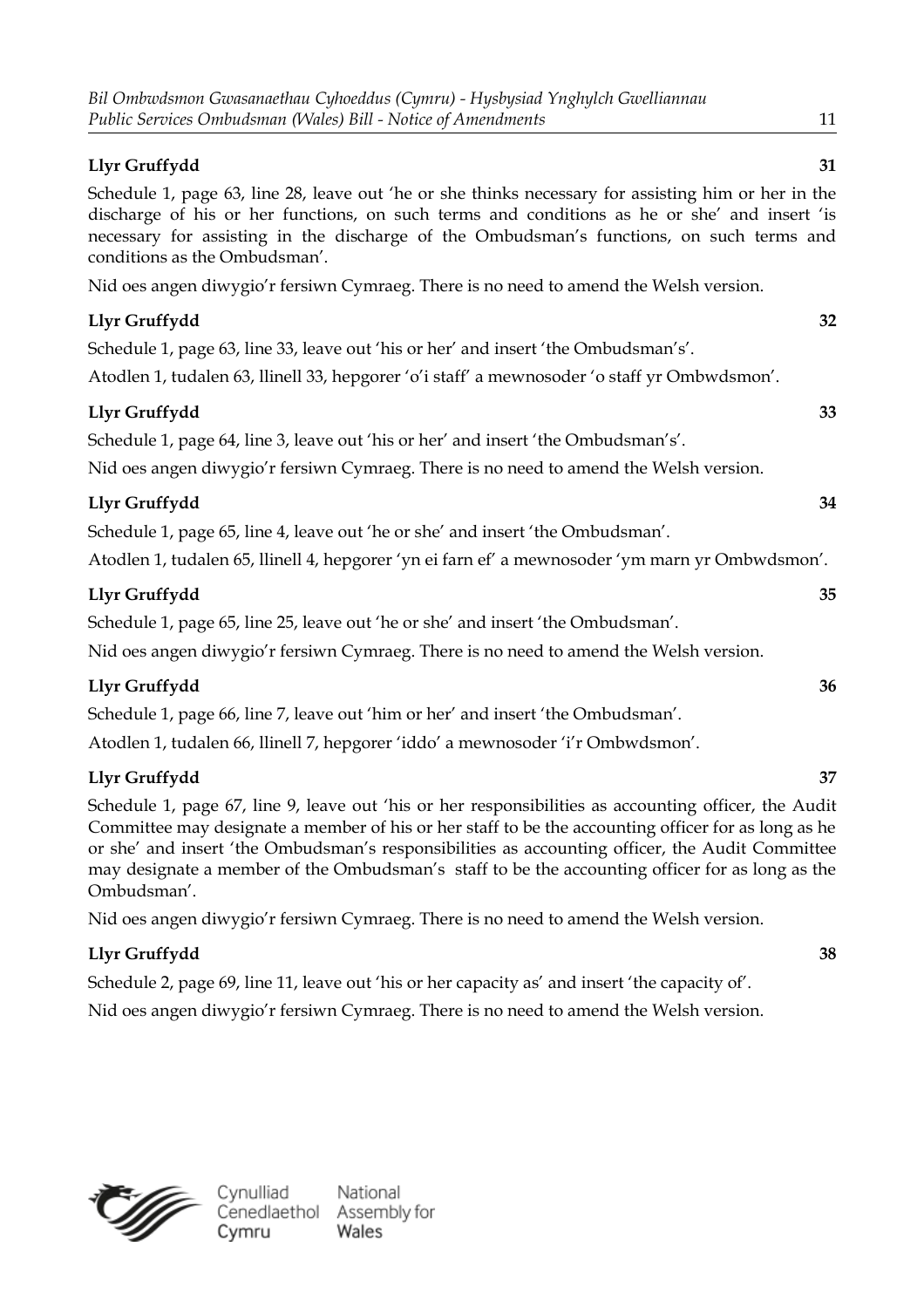**Llyr Gruffydd** **31**

Schedule 1, page 63, line 28, leave out 'he or she thinks necessary for assisting him or her in the discharge of his or her functions, on such terms and conditions as he or she' and insert 'is necessary for assisting in the discharge of the Ombudsman's functions, on such terms and conditions as the Ombudsman'.

Nid oes angen diwygio'r fersiwn Cymraeg. There is no need to amend the Welsh version.

**Llyr Gruffydd** **32**

Schedule 1, page 63, line 33, leave out 'his or her' and insert 'the Ombudsman's'.

Atodlen 1, tudalen 63, llinell 33, hepgorer 'o'i staff' a mewnosoder 'o staff yr Ombwdsmon'.

**Llyr Gruffydd** **33**

Schedule 1, page 64, line 3, leave out 'his or her' and insert 'the Ombudsman's'.

Nid oes angen diwygio'r fersiwn Cymraeg. There is no need to amend the Welsh version.

**Llyr Gruffydd** **34**

Schedule 1, page 65, line 4, leave out 'he or she' and insert 'the Ombudsman'.

Atodlen 1, tudalen 65, llinell 4, hepgorer 'yn ei farn ef' a mewnosoder 'ym marn yr Ombwdsmon'.

**Llyr Gruffydd** **35**

Schedule 1, page 65, line 25, leave out 'he or she' and insert 'the Ombudsman'.

Nid oes angen diwygio'r fersiwn Cymraeg. There is no need to amend the Welsh version.

**Llyr Gruffydd** **36**

Schedule 1, page 66, line 7, leave out 'him or her' and insert 'the Ombudsman'.

Atodlen 1, tudalen 66, llinell 7, hepgorer 'iddo' a mewnosoder 'i'r Ombwdsmon'.

**Llyr Gruffydd** **37**

Schedule 1, page 67, line 9, leave out 'his or her responsibilities as accounting officer, the Audit Committee may designate a member of his or her staff to be the accounting officer for as long as he or she' and insert 'the Ombudsman's responsibilities as accounting officer, the Audit Committee may designate a member of the Ombudsman's staff to be the accounting officer for as long as the Ombudsman'.

Nid oes angen diwygio'r fersiwn Cymraeg. There is no need to amend the Welsh version.

**Llyr Gruffydd** **38**

Schedule 2, page 69, line 11, leave out 'his or her capacity as' and insert 'the capacity of'.

Nid oes angen diwygio'r fersiwn Cymraeg. There is no need to amend the Welsh version.

Cynulliad Cenedlaethol Cymru
National Assembly for Wales